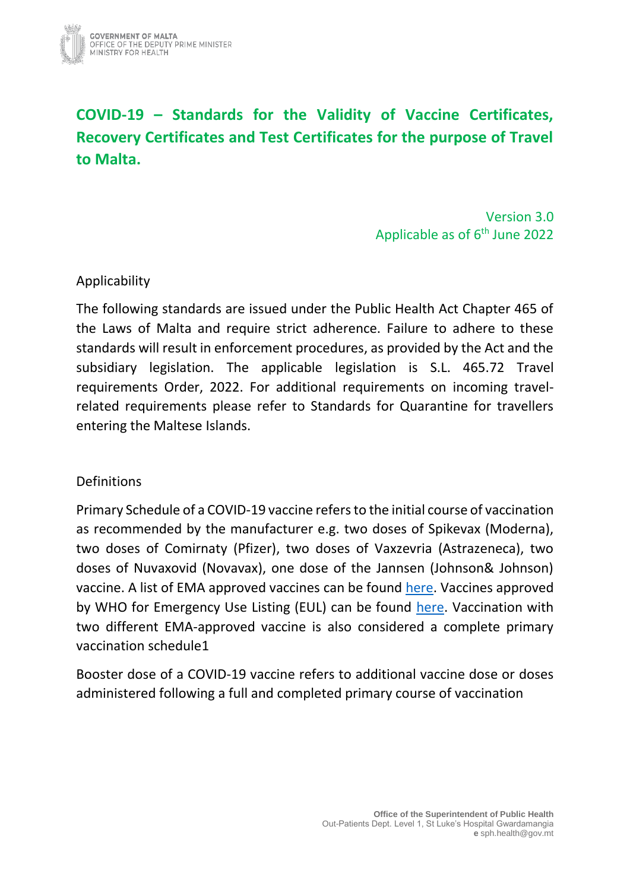# COVID-19 – Standards for the Validity of Vaccine Certificates, Recovery Certificates and Test Certificates for the purpose of Travel to Malta.

Version 3.0
Applicable as of 6th June 2022

## Applicability

The following standards are issued under the Public Health Act Chapter 465 of the Laws of Malta and require strict adherence. Failure to adhere to these standards will result in enforcement procedures, as provided by the Act and the subsidiary legislation. The applicable legislation is S.L. 465.72 Travel requirements Order, 2022. For additional requirements on incoming travel-related requirements please refer to Standards for Quarantine for travellers entering the Maltese Islands.

## Definitions

Primary Schedule of a COVID-19 vaccine refers to the initial course of vaccination as recommended by the manufacturer e.g. two doses of Spikevax (Moderna), two doses of Comirnaty (Pfizer), two doses of Vaxzevria (Astrazeneca), two doses of Nuvaxovid (Novavax), one dose of the Jannsen (Johnson& Johnson) vaccine. A list of EMA approved vaccines can be found here. Vaccines approved by WHO for Emergency Use Listing (EUL) can be found here. Vaccination with two different EMA-approved vaccine is also considered a complete primary vaccination schedule1

Booster dose of a COVID-19 vaccine refers to additional vaccine dose or doses administered following a full and completed primary course of vaccination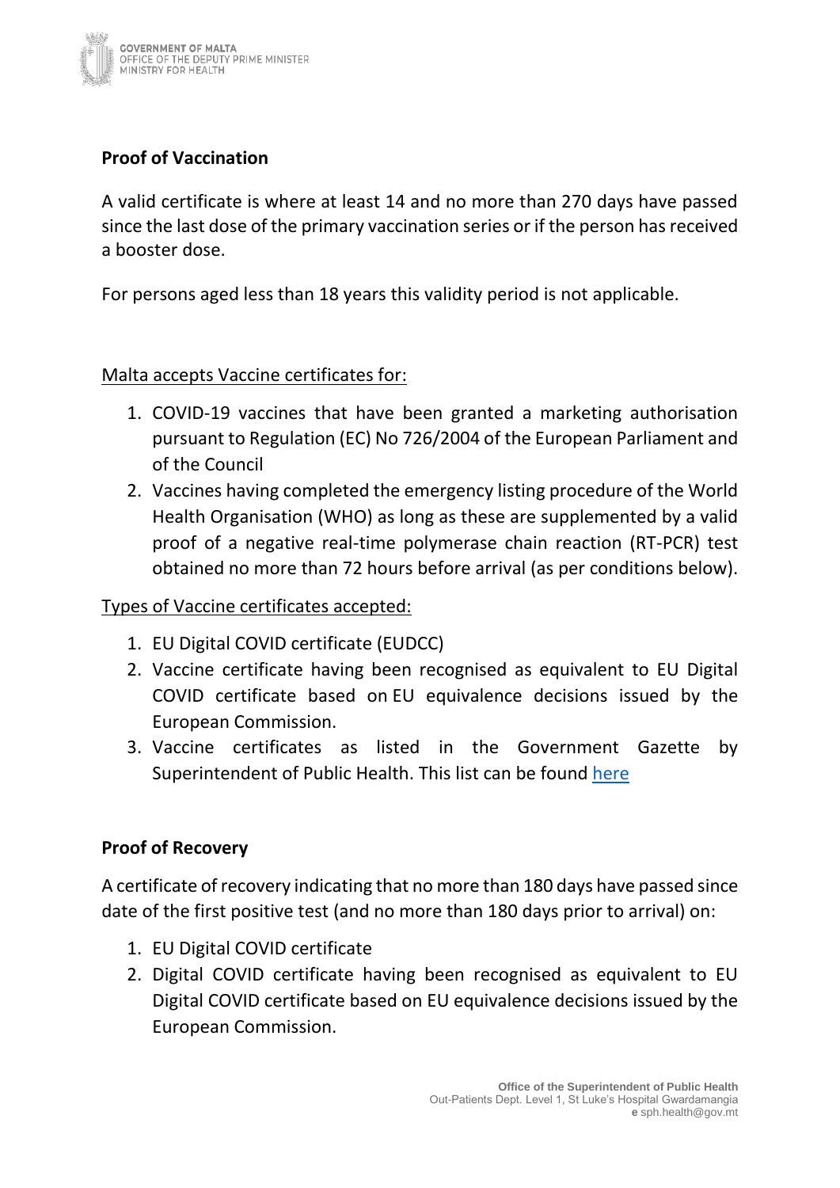**Proof of Vaccination**

A valid certificate is where at least 14 and no more than 270 days have passed since the last dose of the primary vaccination series or if the person has received a booster dose.

For persons aged less than 18 years this validity period is not applicable.

Malta accepts Vaccine certificates for:

1. COVID-19 vaccines that have been granted a marketing authorisation pursuant to Regulation (EC) No 726/2004 of the European Parliament and of the Council
2. Vaccines having completed the emergency listing procedure of the World Health Organisation (WHO) as long as these are supplemented by a valid proof of a negative real-time polymerase chain reaction (RT-PCR) test obtained no more than 72 hours before arrival (as per conditions below).

Types of Vaccine certificates accepted:

1. EU Digital COVID certificate (EUDCC)
2. Vaccine certificate having been recognised as equivalent to EU Digital COVID certificate based on EU equivalence decisions issued by the European Commission.
3. Vaccine certificates as listed in the Government Gazette by Superintendent of Public Health. This list can be found here

**Proof of Recovery**

A certificate of recovery indicating that no more than 180 days have passed since date of the first positive test (and no more than 180 days prior to arrival) on:

1. EU Digital COVID certificate
2. Digital COVID certificate having been recognised as equivalent to EU Digital COVID certificate based on EU equivalence decisions issued by the European Commission.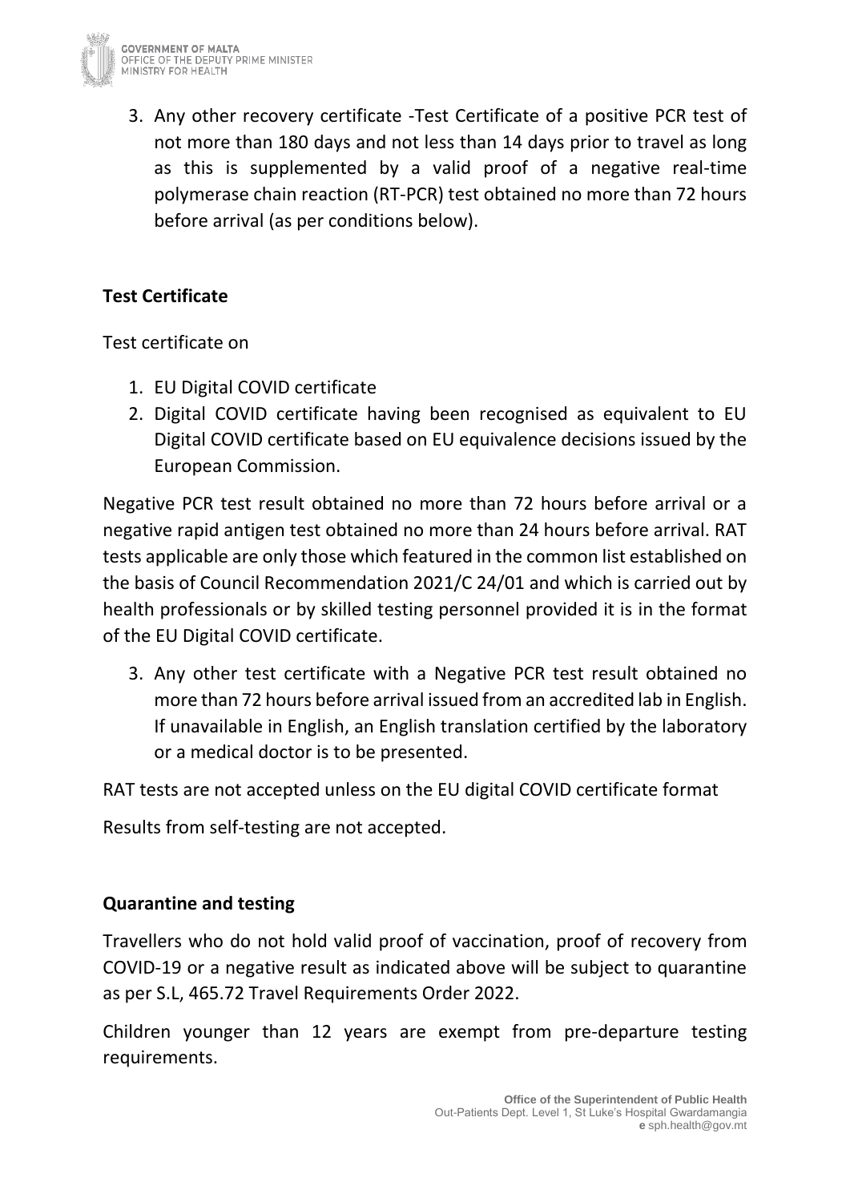3. Any other recovery certificate -Test Certificate of a positive PCR test of not more than 180 days and not less than 14 days prior to travel as long as this is supplemented by a valid proof of a negative real-time polymerase chain reaction (RT-PCR) test obtained no more than 72 hours before arrival (as per conditions below).

**Test Certificate**

Test certificate on

1. EU Digital COVID certificate
2. Digital COVID certificate having been recognised as equivalent to EU Digital COVID certificate based on EU equivalence decisions issued by the European Commission.

Negative PCR test result obtained no more than 72 hours before arrival or a negative rapid antigen test obtained no more than 24 hours before arrival. RAT tests applicable are only those which featured in the common list established on the basis of Council Recommendation 2021/C 24/01 and which is carried out by health professionals or by skilled testing personnel provided it is in the format of the EU Digital COVID certificate.

3. Any other test certificate with a Negative PCR test result obtained no more than 72 hours before arrival issued from an accredited lab in English. If unavailable in English, an English translation certified by the laboratory or a medical doctor is to be presented.

RAT tests are not accepted unless on the EU digital COVID certificate format

Results from self-testing are not accepted.

**Quarantine and testing**

Travellers who do not hold valid proof of vaccination, proof of recovery from COVID-19 or a negative result as indicated above will be subject to quarantine as per S.L, 465.72 Travel Requirements Order 2022.

Children younger than 12 years are exempt from pre-departure testing requirements.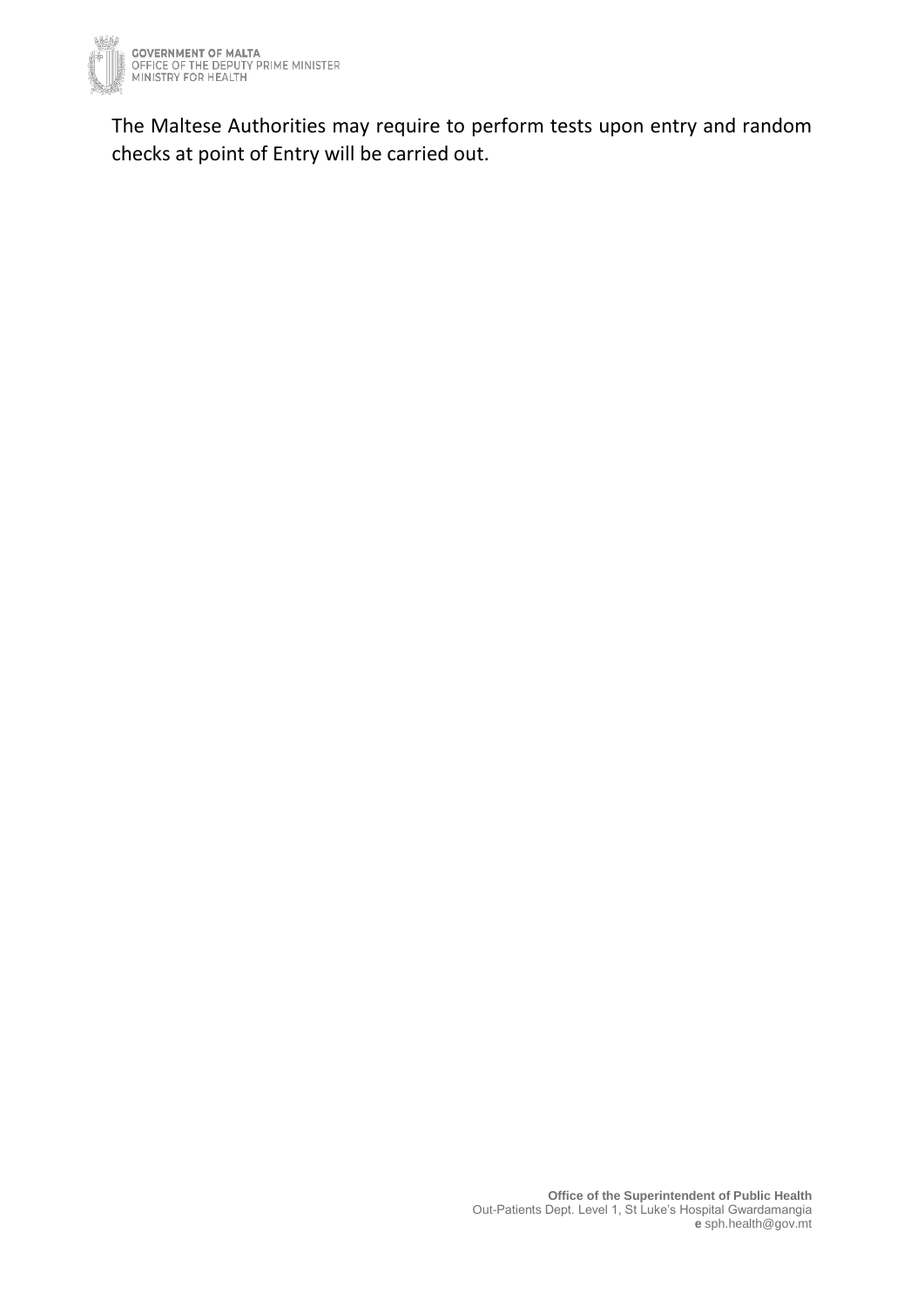The Maltese Authorities may require to perform tests upon entry and random checks at point of Entry will be carried out.